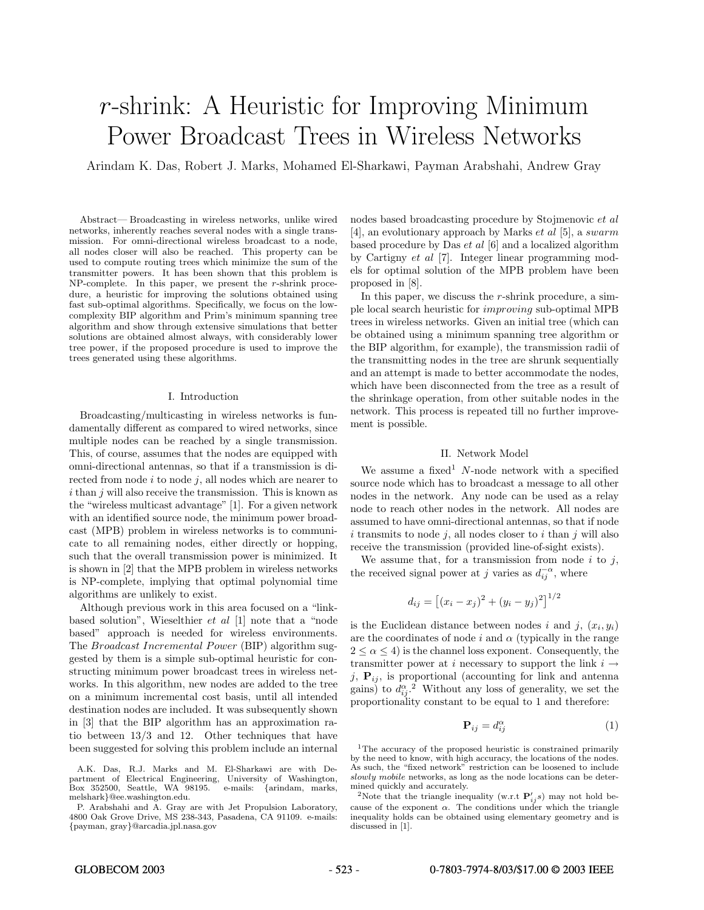# $r$-shrink: A Heuristic for Improving Minimum Power Broadcast Trees in Wireless Networks

Arindam K. Das, Robert J. Marks, Mohamed El-Sharkawi, Payman Arabshahi, Andrew Gray

*Abstract*— Broadcasting in wireless networks, unlike wired networks, inherently reaches several nodes with a single transmission. For omni-directional wireless broadcast to a node, all nodes closer will also be reached. This property can be used to compute routing trees which minimize the sum of the transmitter powers. It has been shown that this problem is NP-complete. In this paper, we present the $r$-shrink procedure, a heuristic for improving the solutions obtained using fast sub-optimal algorithms. Specifically, we focus on the low-complexity BIP algorithm and Prim's minimum spanning tree algorithm and show through extensive simulations that better solutions are obtained almost always, with considerably lower tree power, if the proposed procedure is used to improve the trees generated using these algorithms.

## I. Introduction

Broadcasting/multicasting in wireless networks is fundamentally different as compared to wired networks, since multiple nodes can be reached by a single transmission. This, of course, assumes that the nodes are equipped with omni-directional antennas, so that if a transmission is directed from node $i$ to node $j$, all nodes which are nearer to $i$ than $j$ will also receive the transmission. This is known as the "wireless multicast advantage" [1]. For a given network with an identified source node, the minimum power broadcast (MPB) problem in wireless networks is to communicate to all remaining nodes, either directly or hopping, such that the overall transmission power is minimized. It is shown in [2] that the MPB problem in wireless networks is NP-complete, implying that optimal polynomial time algorithms are unlikely to exist.

Although previous work in this area focused on a "link-based solution", Wieselthier *et al* [1] note that a "node based" approach is needed for wireless environments. The *Broadcast Incremental Power* (BIP) algorithm suggested by them is a simple sub-optimal heuristic for constructing minimum power broadcast trees in wireless networks. In this algorithm, new nodes are added to the tree on a minimum incremental cost basis, until all intended destination nodes are included. It was subsequently shown in [3] that the BIP algorithm has an approximation ratio between 13/3 and 12. Other techniques that have been suggested for solving this problem include an internal nodes based broadcasting procedure by Stojmenovic *et al* [4], an evolutionary approach by Marks *et al* [5], a *swarm* based procedure by Das *et al* [6] and a localized algorithm by Cartigny *et al* [7]. Integer linear programming models for optimal solution of the MPB problem have been proposed in [8].

In this paper, we discuss the $r$-shrink procedure, a simple local search heuristic for *improving* sub-optimal MPB trees in wireless networks. Given an initial tree (which can be obtained using a minimum spanning tree algorithm or the BIP algorithm, for example), the transmission radii of the transmitting nodes in the tree are shrunk sequentially and an attempt is made to better accommodate the nodes, which have been disconnected from the tree as a result of the shrinkage operation, from other suitable nodes in the network. This process is repeated till no further improvement is possible.

## II. Network Model

We assume a fixed[1] $N$-node network with a specified source node which has to broadcast a message to all other nodes in the network. Any node can be used as a relay node to reach other nodes in the network. All nodes are assumed to have omni-directional antennas, so that if node $i$ transmits to node $j$, all nodes closer to $i$ than $j$ will also receive the transmission (provided line-of-sight exists).

We assume that, for a transmission from node $i$ to $j$, the received signal power at $j$ varies as $d_{ij}^{-\alpha}$, where

$$d_{ij} = \left[(x_i - x_j)^2 + (y_i - y_j)^2\right]^{1/2}$$

is the Euclidean distance between nodes $i$ and $j$, $(x_i, y_i)$ are the coordinates of node $i$ and $\alpha$ (typically in the range $2 \leq \alpha \leq 4$) is the channel loss exponent. Consequently, the transmitter power at $i$ necessary to support the link $i \rightarrow j$, $\mathbf{P}_{ij}$, is proportional (accounting for link and antenna gains) to $d_{ij}^{\alpha}$.[2] Without any loss of generality, we set the proportionality constant to be equal to 1 and therefore:

$$\mathbf{P}_{ij} = d_{ij}^{\alpha} \tag{1}$$

---

[1] The accuracy of the proposed heuristic is constrained primarily by the need to know, with high accuracy, the locations of the nodes. As such, the "fixed network" restriction can be loosened to include *slowly mobile* networks, as long as the node locations can be determined quickly and accurately.

[2] Note that the triangle inequality (w.r.t $\mathbf{P}'_{ij}s$) may not hold because of the exponent $\alpha$. The conditions under which the triangle inequality holds can be obtained using elementary geometry and is discussed in [1].

A.K. Das, R.J. Marks and M. El-Sharkawi are with Department of Electrical Engineering, University of Washington, Box 352500, Seattle, WA 98195. e-mails: {arindam, marks, melshark}@ee.washington.edu.

P. Arabshahi and A. Gray are with Jet Propulsion Laboratory, 4800 Oak Grove Drive, MS 238-343, Pasadena, CA 91109. e-mails: {payman, gray}@arcadia.jpl.nasa.gov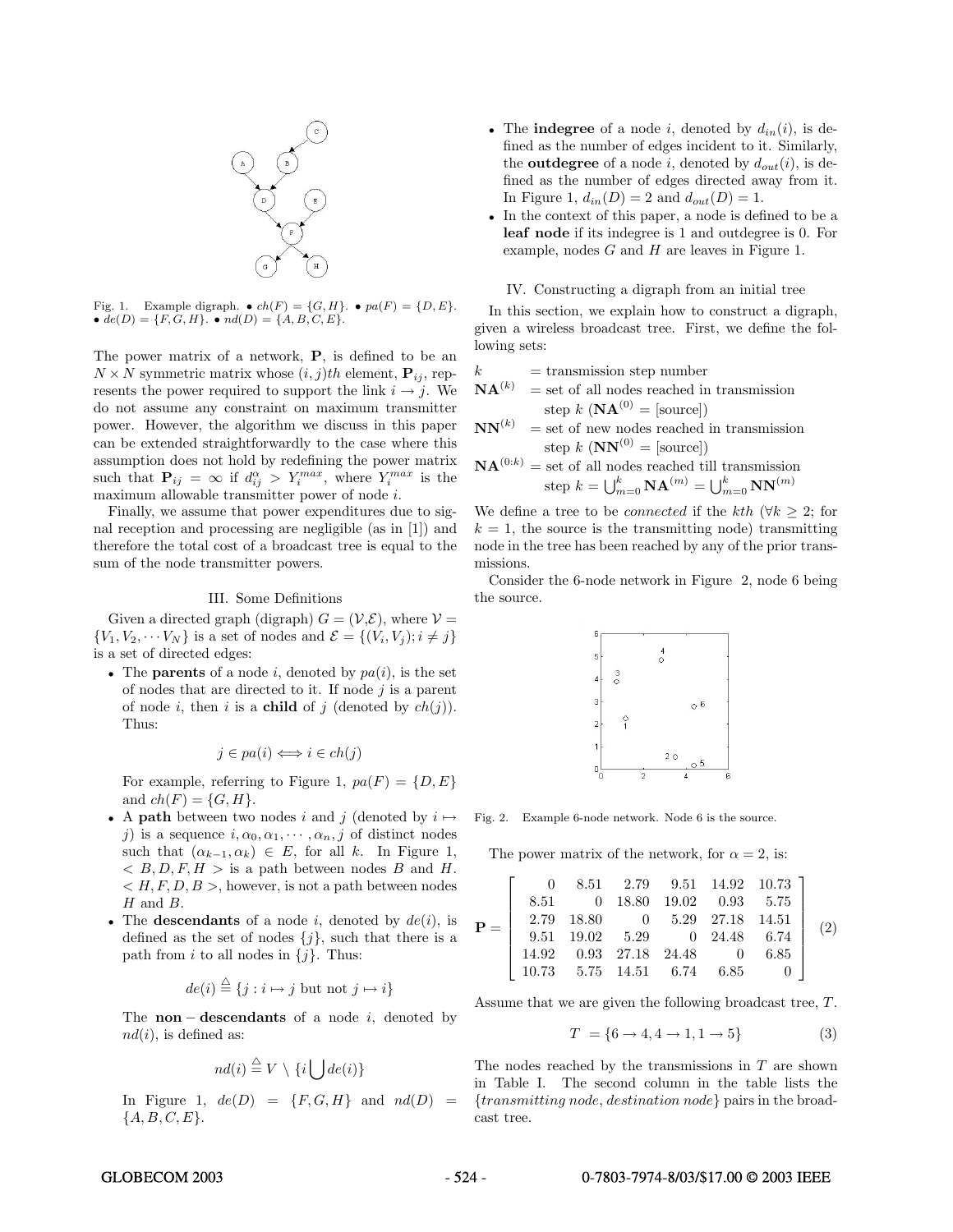Fig. 1. Example digraph. • $ch(F) = \{G, H\}$. • $pa(F) = \{D, E\}$. • $de(D) = \{F, G, H\}$. • $nd(D) = \{A, B, C, E\}$.

The power matrix of a network, $\mathbf{P}$, is defined to be an $N \times N$ symmetric matrix whose $(i,j)th$ element, $\mathbf{P}_{ij}$, represents the power required to support the link $i \rightarrow j$. We do not assume any constraint on maximum transmitter power. However, the algorithm we discuss in this paper can be extended straightforwardly to the case where this assumption does not hold by redefining the power matrix such that $\mathbf{P}_{ij} = \infty$ if $d_{ij}^{\alpha} > Y_i^{max}$, where $Y_i^{max}$ is the maximum allowable transmitter power of node $i$.

Finally, we assume that power expenditures due to signal reception and processing are negligible (as in [1]) and therefore the total cost of a broadcast tree is equal to the sum of the node transmitter powers.

## III. Some Definitions

Given a directed graph (digraph) $G = (\mathcal{V}, \mathcal{E})$, where $\mathcal{V} = \{V_1, V_2, \cdots V_N\}$ is a set of nodes and $\mathcal{E} = \{(V_i, V_j); i \neq j\}$ is a set of directed edges:

- The **parents** of a node $i$, denoted by $pa(i)$, is the set of nodes that are directed to it. If node $j$ is a parent of node $i$, then $i$ is a **child** of $j$ (denoted by $ch(j)$). Thus:

$$j \in pa(i) \Longleftrightarrow i \in ch(j)$$

  For example, referring to Figure 1, $pa(F) = \{D, E\}$ and $ch(F) = \{G, H\}$.

- A **path** between two nodes $i$ and $j$ (denoted by $i \mapsto j$) is a sequence $i, \alpha_0, \alpha_1, \cdots, \alpha_n, j$ of distinct nodes such that $(\alpha_{k-1}, \alpha_k) \in E$, for all $k$. In Figure 1, $< B, D, F, H >$ is a path between nodes $B$ and $H$. $< H, F, D, B >$, however, is not a path between nodes $H$ and $B$.

- The **descendants** of a node $i$, denoted by $de(i)$, is defined as the set of nodes $\{j\}$, such that there is a path from $i$ to all nodes in $\{j\}$. Thus:

$$de(i) \stackrel{\triangle}{=} \{j : i \mapsto j \text{ but not } j \mapsto i\}$$

  The **non − descendants** of a node $i$, denoted by $nd(i)$, is defined as:

$$nd(i) \stackrel{\triangle}{=} V \setminus \{i \bigcup de(i)\}$$

  In Figure 1, $de(D) = \{F, G, H\}$ and $nd(D) = \{A, B, C, E\}$.

- The **indegree** of a node $i$, denoted by $d_{in}(i)$, is defined as the number of edges incident to it. Similarly, the **outdegree** of a node $i$, denoted by $d_{out}(i)$, is defined as the number of edges directed away from it. In Figure 1, $d_{in}(D) = 2$ and $d_{out}(D) = 1$.

- In the context of this paper, a node is defined to be a **leaf node** if its indegree is 1 and outdegree is 0. For example, nodes $G$ and $H$ are leaves in Figure 1.

## IV. Constructing a digraph from an initial tree

In this section, we explain how to construct a digraph, given a wireless broadcast tree. First, we define the following sets:

$k$ = transmission step number

$\mathbf{NA}^{(k)}$ = set of all nodes reached in transmission step $k$ ($\mathbf{NA}^{(0)}$ = [source])

$\mathbf{NN}^{(k)}$ = set of new nodes reached in transmission step $k$ ($\mathbf{NN}^{(0)}$ = [source])

$\mathbf{NA}^{(0:k)}$ = set of all nodes reached till transmission step $k = \bigcup_{m=0}^{k} \mathbf{NA}^{(m)} = \bigcup_{m=0}^{k} \mathbf{NN}^{(m)}$

We define a tree to be *connected* if the $kth$ ($\forall k \geq 2$; for $k = 1$, the source is the transmitting node) transmitting node in the tree has been reached by any of the prior transmissions.

Consider the 6-node network in Figure 2, node 6 being the source.

Fig. 2. Example 6-node network. Node 6 is the source.

The power matrix of the network, for $\alpha = 2$, is:

$$\mathbf{P} = \begin{bmatrix} 0 & 8.51 & 2.79 & 9.51 & 14.92 & 10.73 \\ 8.51 & 0 & 18.80 & 19.02 & 0.93 & 5.75 \\ 2.79 & 18.80 & 0 & 5.29 & 27.18 & 14.51 \\ 9.51 & 19.02 & 5.29 & 0 & 24.48 & 6.74 \\ 14.92 & 0.93 & 27.18 & 24.48 & 0 & 6.85 \\ 10.73 & 5.75 & 14.51 & 6.74 & 6.85 & 0 \end{bmatrix} \quad (2)$$

Assume that we are given the following broadcast tree, $T$.

$$T = \{6 \rightarrow 4, 4 \rightarrow 1, 1 \rightarrow 5\} \quad (3)$$

The nodes reached by the transmissions in $T$ are shown in Table I. The second column in the table lists the $\{transmitting\ node, destination\ node\}$ pairs in the broadcast tree.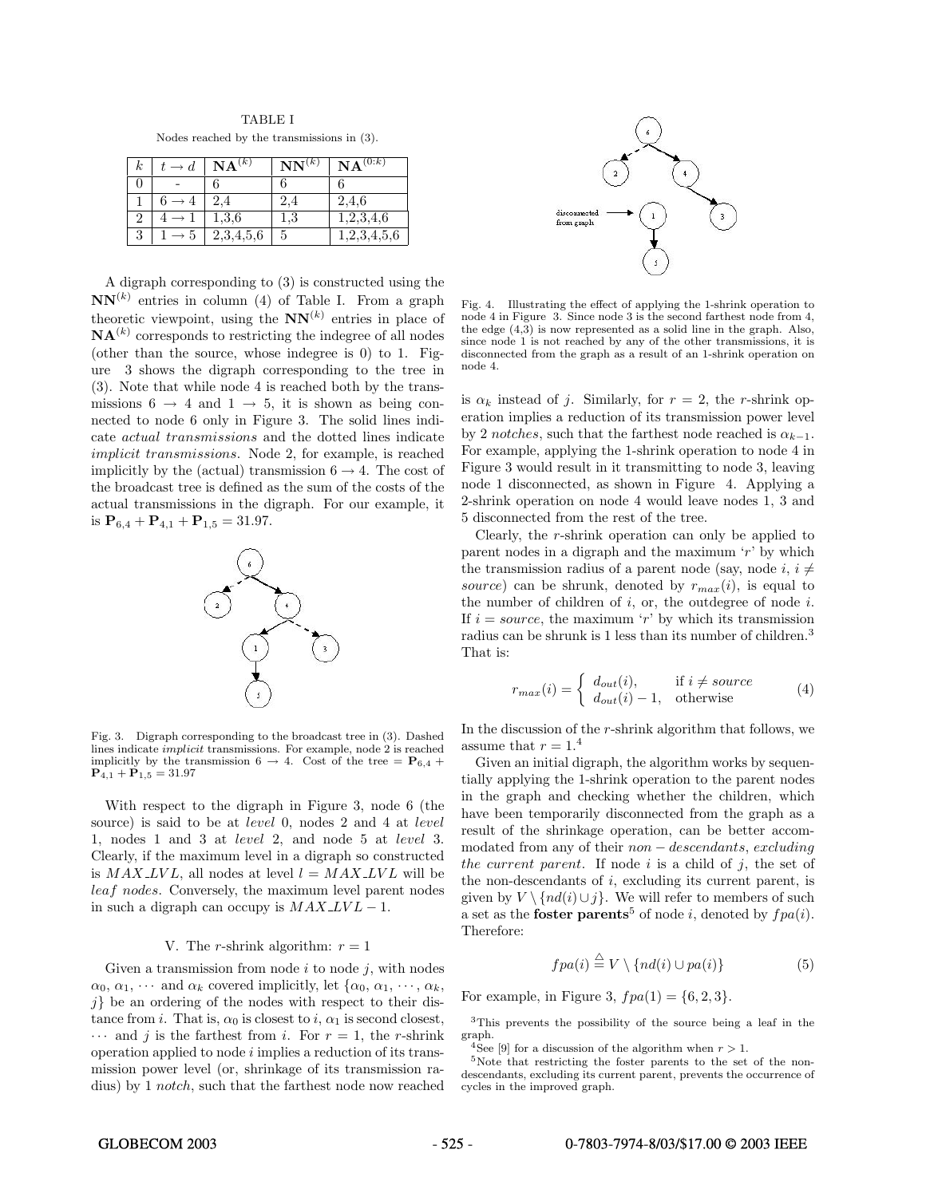TABLE I

Nodes reached by the transmissions in (3).

| $k$ | $t \rightarrow d$ | $\mathbf{NA}^{(k)}$ | $\mathbf{NN}^{(k)}$ | $\mathbf{NA}^{(0:k)}$ |
|---|---|---|---|---|
| 0 | - | 6 | 6 | 6 |
| 1 | $6 \rightarrow 4$ | 2,4 | 2,4 | 2,4,6 |
| 2 | $4 \rightarrow 1$ | 1,3,6 | 1,3 | 1,2,3,4,6 |
| 3 | $1 \rightarrow 5$ | 2,3,4,5,6 | 5 | 1,2,3,4,5,6 |

A digraph corresponding to (3) is constructed using the $\mathbf{NN}^{(k)}$ entries in column (4) of Table I. From a graph theoretic viewpoint, using the $\mathbf{NN}^{(k)}$ entries in place of $\mathbf{NA}^{(k)}$ corresponds to restricting the indegree of all nodes (other than the source, whose indegree is 0) to 1. Figure 3 shows the digraph corresponding to the tree in (3). Note that while node 4 is reached both by the transmissions $6 \rightarrow 4$ and $1 \rightarrow 5$, it is shown as being connected to node 6 only in Figure 3. The solid lines indicate *actual transmissions* and the dotted lines indicate *implicit transmissions*. Node 2, for example, is reached implicitly by the (actual) transmission $6 \rightarrow 4$. The cost of the broadcast tree is defined as the sum of the costs of the actual transmissions in the digraph. For our example, it is $\mathbf{P}_{6,4} + \mathbf{P}_{4,1} + \mathbf{P}_{1,5} = 31.97$.

Fig. 3. Digraph corresponding to the broadcast tree in (3). Dashed lines indicate *implicit* transmissions. For example, node 2 is reached implicitly by the transmission $6 \rightarrow 4$. Cost of the tree = $\mathbf{P}_{6,4} + \mathbf{P}_{4,1} + \mathbf{P}_{1,5} = 31.97$

With respect to the digraph in Figure 3, node 6 (the source) is said to be at *level* 0, nodes 2 and 4 at *level* 1, nodes 1 and 3 at *level* 2, and node 5 at *level* 3. Clearly, if the maximum level in a digraph so constructed is $MAX\_LVL$, all nodes at level $l = MAX\_LVL$ will be *leaf nodes*. Conversely, the maximum level parent nodes in such a digraph can occupy is $MAX\_LVL - 1$.

## V. The $r$-shrink algorithm: $r = 1$

Given a transmission from node $i$ to node $j$, with nodes $\alpha_0, \alpha_1, \cdots$ and $\alpha_k$ covered implicitly, let $\{\alpha_0, \alpha_1, \cdots, \alpha_k, j\}$ be an ordering of the nodes with respect to their distance from $i$. That is, $\alpha_0$ is closest to $i$, $\alpha_1$ is second closest, $\cdots$ and $j$ is the farthest from $i$. For $r = 1$, the $r$-shrink operation applied to node $i$ implies a reduction of its transmission power level (or, shrinkage of its transmission radius) by 1 *notch*, such that the farthest node now reached is $\alpha_k$ instead of $j$. Similarly, for $r = 2$, the $r$-shrink operation implies a reduction of its transmission power level by 2 *notches*, such that the farthest node reached is $\alpha_{k-1}$. For example, applying the 1-shrink operation to node 4 in Figure 3 would result in it transmitting to node 3, leaving node 1 disconnected, as shown in Figure 4. Applying a 2-shrink operation on node 4 would leave nodes 1, 3 and 5 disconnected from the rest of the tree.

Fig. 4. Illustrating the effect of applying the 1-shrink operation to node 4 in Figure 3. Since node 3 is the second farthest node from 4, the edge (4,3) is now represented as a solid line in the graph. Also, since node 1 is not reached by any of the other transmissions, it is disconnected from the graph as a result of an 1-shrink operation on node 4.

Clearly, the $r$-shrink operation can only be applied to parent nodes in a digraph and the maximum '$r$' by which the transmission radius of a parent node (say, node $i$, $i \neq$ *source*) can be shrunk, denoted by $r_{max}(i)$, is equal to the number of children of $i$, or, the outdegree of node $i$. If $i =$ *source*, the maximum '$r$' by which its transmission radius can be shrunk is 1 less than its number of children.[3] That is:

$$r_{max}(i) = \begin{cases} d_{out}(i), & \text{if } i \neq source \\ d_{out}(i) - 1, & \text{otherwise} \end{cases} \quad (4)$$

In the discussion of the $r$-shrink algorithm that follows, we assume that $r = 1$.[4]

Given an initial digraph, the algorithm works by sequentially applying the 1-shrink operation to the parent nodes in the graph and checking whether the children, which have been temporarily disconnected from the graph as a result of the shrinkage operation, can be better accommodated from any of their *non − descendants*, *excluding the current parent*. If node $i$ is a child of $j$, the set of the non-descendants of $i$, excluding its current parent, is given by $V \setminus \{nd(i) \cup j\}$. We will refer to members of such a set as the **foster parents**[5] of node $i$, denoted by $fpa(i)$. Therefore:

$$fpa(i) \stackrel{\triangle}{=} V \setminus \{nd(i) \cup pa(i)\} \quad (5)$$

For example, in Figure 3, $fpa(1) = \{6, 2, 3\}$.

[3] This prevents the possibility of the source being a leaf in the graph.

[4] See [9] for a discussion of the algorithm when $r > 1$.

[5] Note that restricting the foster parents to the set of the non-descendants, excluding its current parent, prevents the occurrence of cycles in the improved graph.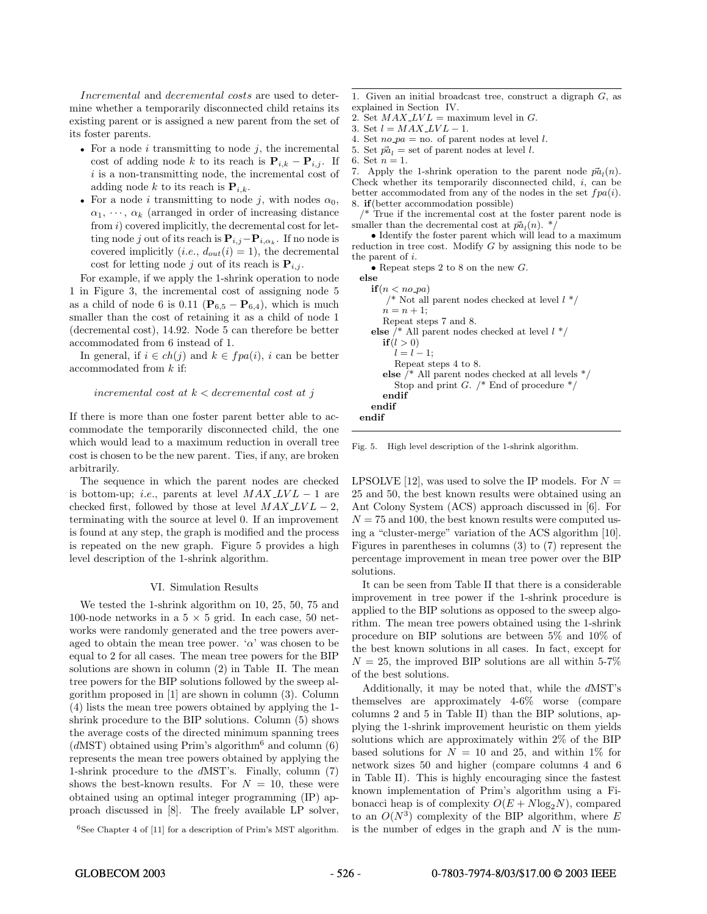*Incremental* and *decremental costs* are used to determine whether a temporarily disconnected child retains its existing parent or is assigned a new parent from the set of its foster parents.

- For a node $i$ transmitting to node $j$, the incremental cost of adding node $k$ to its reach is $\mathbf{P}_{i,k} - \mathbf{P}_{i,j}$. If $i$ is a non-transmitting node, the incremental cost of adding node $k$ to its reach is $\mathbf{P}_{i,k}$.
- For a node $i$ transmitting to node $j$, with nodes $\alpha_0$, $\alpha_1$, $\cdots$, $\alpha_k$ (arranged in order of increasing distance from $i$) covered implicitly, the decremental cost for letting node $j$ out of its reach is $\mathbf{P}_{i,j} - \mathbf{P}_{i,\alpha_k}$. If no node is covered implicitly (*i.e.*, $d_{out}(i) = 1$), the decremental cost for letting node $j$ out of its reach is $\mathbf{P}_{i,j}$.

For example, if we apply the 1-shrink operation to node 1 in Figure 3, the incremental cost of assigning node 5 as a child of node 6 is 0.11 ($\mathbf{P}_{6,5} - \mathbf{P}_{6,4}$), which is much smaller than the cost of retaining it as a child of node 1 (decremental cost), 14.92. Node 5 can therefore be better accommodated from 6 instead of 1.

In general, if $i \in ch(j)$ and $k \in fpa(i)$, $i$ can be better accommodated from $k$ if:

$$\textit{incremental cost at } k < \textit{decremental cost at } j$$

If there is more than one foster parent better able to accommodate the temporarily disconnected child, the one which would lead to a maximum reduction in overall tree cost is chosen to be the new parent. Ties, if any, are broken arbitrarily.

The sequence in which the parent nodes are checked is bottom-up; *i.e.*, parents at level $MAX\_LVL - 1$ are checked first, followed by those at level $MAX\_LVL - 2$, terminating with the source at level 0. If an improvement is found at any step, the graph is modified and the process is repeated on the new graph. Figure 5 provides a high level description of the 1-shrink algorithm.

```
1. Given an initial broadcast tree, construct a digraph G, as
explained in Section IV.
2. Set MAX_LVL = maximum level in G.
3. Set l = MAX_LVL − 1.
4. Set no_pa = no. of parent nodes at level l.
5. Set pa_l = set of parent nodes at level l.
6. Set n = 1.
7. Apply the 1-shrink operation to the parent node pa_l(n).
Check whether its temporarily disconnected child, i, can be
better accommodated from any of the nodes in the set fpa(i).
8. if(better accommodation possible)
  /* True if the incremental cost at the foster parent node is
  smaller than the decremental cost at pa_l(n). */
    • Identify the foster parent which will lead to a maximum
    reduction in tree cost. Modify G by assigning this node to be
    the parent of i.
    • Repeat steps 2 to 8 on the new G.
  else
    if(n < no_pa)
      /* Not all parent nodes checked at level l */
      n = n + 1;
      Repeat steps 7 and 8.
    else /* All parent nodes checked at level l */
      if(l > 0)
        l = l − 1;
        Repeat steps 4 to 8.
      else /* All parent nodes checked at all levels */
        Stop and print G. /* End of procedure */
      endif
    endif
  endif
```

Fig. 5. High level description of the 1-shrink algorithm.

## VI. Simulation Results

We tested the 1-shrink algorithm on 10, 25, 50, 75 and 100-node networks in a $5 \times 5$ grid. In each case, 50 networks were randomly generated and the tree powers averaged to obtain the mean tree power. '$\alpha$' was chosen to be equal to 2 for all cases. The mean tree powers for the BIP solutions are shown in column (2) in Table II. The mean tree powers for the BIP solutions followed by the sweep algorithm proposed in [1] are shown in column (3). Column (4) lists the mean tree powers obtained by applying the 1-shrink procedure to the BIP solutions. Column (5) shows the average costs of the directed minimum spanning trees ($d$MST) obtained using Prim's algorithm[6] and column (6) represents the mean tree powers obtained by applying the 1-shrink procedure to the $d$MST's. Finally, column (7) shows the best-known results. For $N = 10$, these were obtained using an optimal integer programming (IP) approach discussed in [8]. The freely available LP solver, LPSOLVE [12], was used to solve the IP models. For $N = 25$ and 50, the best known results were obtained using an Ant Colony System (ACS) approach discussed in [6]. For $N = 75$ and 100, the best known results were computed using a "cluster-merge" variation of the ACS algorithm [10]. Figures in parentheses in columns (3) to (7) represent the percentage improvement in mean tree power over the BIP solutions.

It can be seen from Table II that there is a considerable improvement in tree power if the 1-shrink procedure is applied to the BIP solutions as opposed to the sweep algorithm. The mean tree powers obtained using the 1-shrink procedure on BIP solutions are between 5% and 10% of the best known solutions in all cases. In fact, except for $N = 25$, the improved BIP solutions are all within 5-7% of the best solutions.

Additionally, it may be noted that, while the $d$MST's themselves are approximately 4-6% worse (compare columns 2 and 5 in Table II) than the BIP solutions, applying the 1-shrink improvement heuristic on them yields solutions which are approximately within 2% of the BIP based solutions for $N = 10$ and 25, and within 1% for network sizes 50 and higher (compare columns 4 and 6 in Table II). This is highly encouraging since the fastest known implementation of Prim's algorithm using a Fibonacci heap is of complexity $O(E + N\log_2 N)$, compared to an $O(N^3)$ complexity of the BIP algorithm, where $E$ is the number of edges in the graph and $N$ is the num-

[6] See Chapter 4 of [11] for a description of Prim's MST algorithm.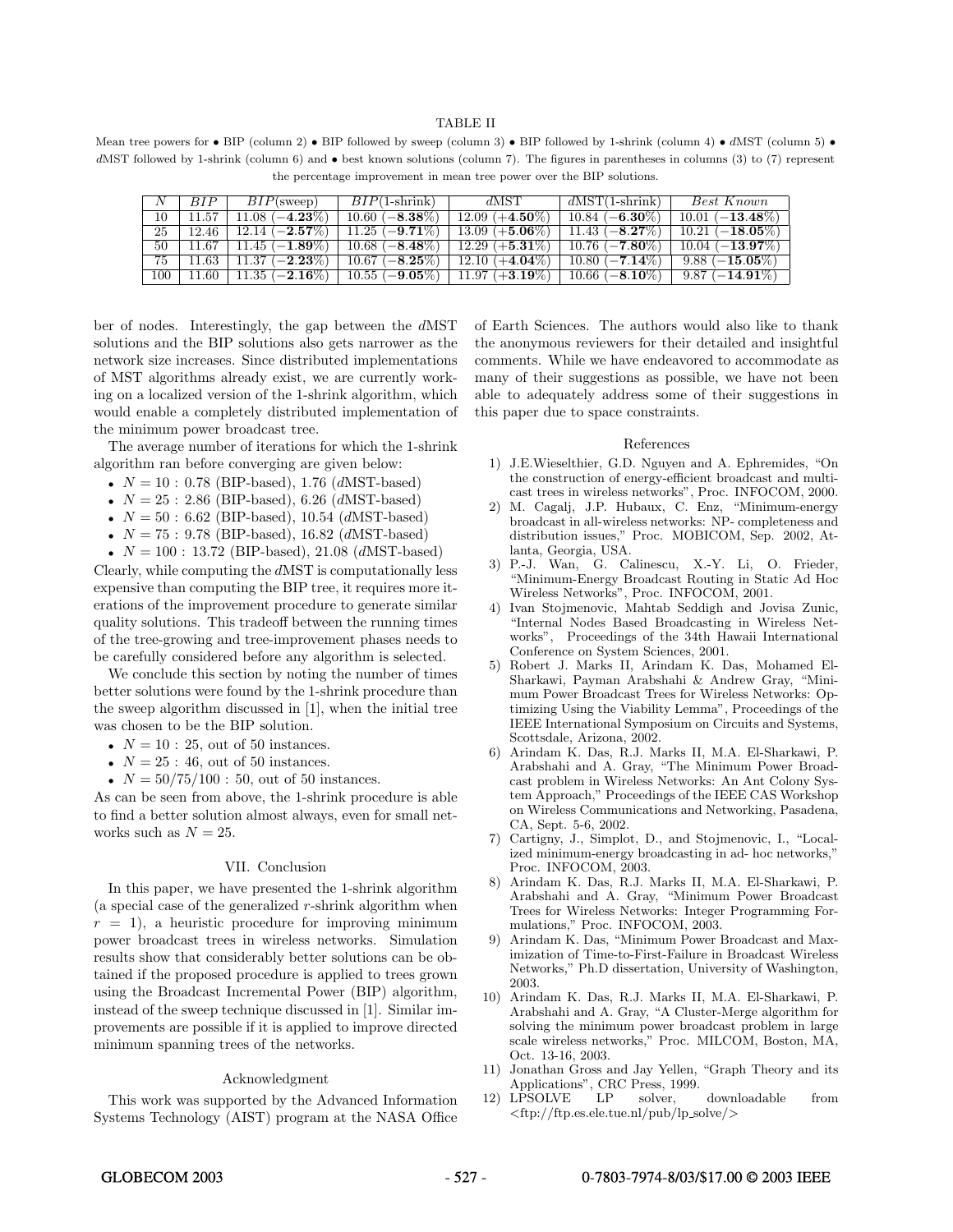TABLE II

Mean tree powers for • BIP (column 2) • BIP followed by sweep (column 3) • BIP followed by 1-shrink (column 4) • *d*MST (column 5) • *d*MST followed by 1-shrink (column 6) and • best known solutions (column 7). The figures in parentheses in columns (3) to (7) represent the percentage improvement in mean tree power over the BIP solutions.

| $N$ | $BIP$ | $BIP$(sweep) | $BIP$(1-shrink) | *d*MST | *d*MST(1-shrink) | *Best Known* |
|---|---|---|---|---|---|---|
| 10 | 11.57 | 11.08 (**−4.23%**) | 10.60 (**−8.38%**) | 12.09 (**+4.50%**) | 10.84 (**−6.30%**) | 10.01 (**−13.48%**) |
| 25 | 12.46 | 12.14 (**−2.57%**) | 11.25 (**−9.71%**) | 13.09 (**+5.06%**) | 11.43 (**−8.27%**) | 10.21 (**−18.05%**) |
| 50 | 11.67 | 11.45 (**−1.89%**) | 10.68 (**−8.48%**) | 12.29 (**+5.31%**) | 10.76 (**−7.80%**) | 10.04 (**−13.97%**) |
| 75 | 11.63 | 11.37 (**−2.23%**) | 10.67 (**−8.25%**) | 12.10 (**+4.04%**) | 10.80 (**−7.14%**) | 9.88 (**−15.05%**) |
| 100 | 11.60 | 11.35 (**−2.16%**) | 10.55 (**−9.05%**) | 11.97 (**+3.19%**) | 10.66 (**−8.10%**) | 9.87 (**−14.91%**) |

ber of nodes. Interestingly, the gap between the *d*MST solutions and the BIP solutions also gets narrower as the network size increases. Since distributed implementations of MST algorithms already exist, we are currently working on a localized version of the 1-shrink algorithm, which would enable a completely distributed implementation of the minimum power broadcast tree.

The average number of iterations for which the 1-shrink algorithm ran before converging are given below:

- $N = 10$ : 0.78 (BIP-based), 1.76 (*d*MST-based)
- $N = 25$ : 2.86 (BIP-based), 6.26 (*d*MST-based)
- $N = 50$ : 6.62 (BIP-based), 10.54 (*d*MST-based)
- $N = 75$ : 9.78 (BIP-based), 16.82 (*d*MST-based)
- $N = 100$ : 13.72 (BIP-based), 21.08 (*d*MST-based)

Clearly, while computing the *d*MST is computationally less expensive than computing the BIP tree, it requires more iterations of the improvement procedure to generate similar quality solutions. This tradeoff between the running times of the tree-growing and tree-improvement phases needs to be carefully considered before any algorithm is selected.

We conclude this section by noting the number of times better solutions were found by the 1-shrink procedure than the sweep algorithm discussed in [1], when the initial tree was chosen to be the BIP solution.

- $N = 10$ : 25, out of 50 instances.
- $N = 25$ : 46, out of 50 instances.
- $N = 50/75/100$ : 50, out of 50 instances.

As can be seen from above, the 1-shrink procedure is able to find a better solution almost always, even for small networks such as $N = 25$.

## VII. Conclusion

In this paper, we have presented the 1-shrink algorithm (a special case of the generalized $r$-shrink algorithm when $r = 1$), a heuristic procedure for improving minimum power broadcast trees in wireless networks. Simulation results show that considerably better solutions can be obtained if the proposed procedure is applied to trees grown using the Broadcast Incremental Power (BIP) algorithm, instead of the sweep technique discussed in [1]. Similar improvements are possible if it is applied to improve directed minimum spanning trees of the networks.

## Acknowledgment

This work was supported by the Advanced Information Systems Technology (AIST) program at the NASA Office of Earth Sciences. The authors would also like to thank the anonymous reviewers for their detailed and insightful comments. While we have endeavored to accommodate as many of their suggestions as possible, we have not been able to adequately address some of their suggestions in this paper due to space constraints.

## References

1) J.E.Wieselthier, G.D. Nguyen and A. Ephremides, "On the construction of energy-efficient broadcast and multicast trees in wireless networks", Proc. INFOCOM, 2000.
2) M. Cagalj, J.P. Hubaux, C. Enz, "Minimum-energy broadcast in all-wireless networks: NP- completeness and distribution issues," Proc. MOBICOM, Sep. 2002, Atlanta, Georgia, USA.
3) P.-J. Wan, G. Calinescu, X.-Y. Li, O. Frieder, "Minimum-Energy Broadcast Routing in Static Ad Hoc Wireless Networks", Proc. INFOCOM, 2001.
4) Ivan Stojmenovic, Mahtab Seddigh and Jovisa Zunic, "Internal Nodes Based Broadcasting in Wireless Networks", Proceedings of the 34th Hawaii International Conference on System Sciences, 2001.
5) Robert J. Marks II, Arindam K. Das, Mohamed El-Sharkawi, Payman Arabshahi & Andrew Gray, "Minimum Power Broadcast Trees for Wireless Networks: Optimizing Using the Viability Lemma", Proceedings of the IEEE International Symposium on Circuits and Systems, Scottsdale, Arizona, 2002.
6) Arindam K. Das, R.J. Marks II, M.A. El-Sharkawi, P. Arabshahi and A. Gray, "The Minimum Power Broadcast problem in Wireless Networks: An Ant Colony System Approach," Proceedings of the IEEE CAS Workshop on Wireless Communications and Networking, Pasadena, CA, Sept. 5-6, 2002.
7) Cartigny, J., Simplot, D., and Stojmenovic, I., "Localized minimum-energy broadcasting in ad- hoc networks," Proc. INFOCOM, 2003.
8) Arindam K. Das, R.J. Marks II, M.A. El-Sharkawi, P. Arabshahi and A. Gray, "Minimum Power Broadcast Trees for Wireless Networks: Integer Programming Formulations," Proc. INFOCOM, 2003.
9) Arindam K. Das, "Minimum Power Broadcast and Maximization of Time-to-First-Failure in Broadcast Wireless Networks," Ph.D dissertation, University of Washington, 2003.
10) Arindam K. Das, R.J. Marks II, M.A. El-Sharkawi, P. Arabshahi and A. Gray, "A Cluster-Merge algorithm for solving the minimum power broadcast problem in large scale wireless networks," Proc. MILCOM, Boston, MA, Oct. 13-16, 2003.
11) Jonathan Gross and Jay Yellen, "Graph Theory and its Applications", CRC Press, 1999.
12) LPSOLVE LP solver, downloadable from <ftp://ftp.es.ele.tue.nl/pub/lp_solve/>